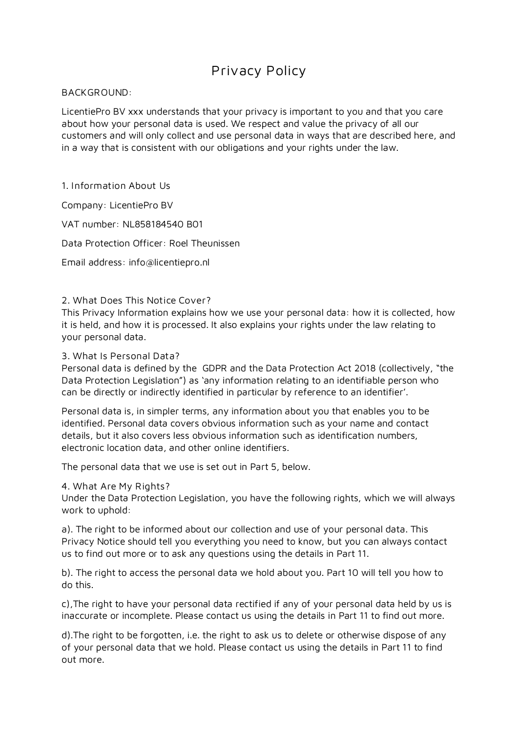# Privacy Policy

BACKGROUND:

LicentiePro BV xxx understands that your privacy is important to you and that you care about how your personal data is used. We respect and value the privacy of all our customers and will only collect and use personal data in ways that are described here, and in a way that is consistent with our obligations and your rights under the law.

## 1. Information About Us

Company: LicentiePro BV

VAT number: NL858184540 B01

Data Protection Officer: Roel Theunissen

Email address: info@licentiepro.nl

## 2. What Does This Notice Cover?

This Privacy Information explains how we use your personal data: how it is collected, how it is held, and how it is processed. It also explains your rights under the law relating to your personal data.

## 3. What Is Personal Data?

Personal data is defined by the GDPR and the Data Protection Act 2018 (collectively, "the Data Protection Legislation") as 'any information relating to an identifiable person who can be directly or indirectly identified in particular by reference to an identifier'.

Personal data is, in simpler terms, any information about you that enables you to be identified. Personal data covers obvious information such as your name and contact details, but it also covers less obvious information such as identification numbers, electronic location data, and other online identifiers.

The personal data that we use is set out in Part 5, below.

## 4. What Are My Rights?

Under the Data Protection Legislation, you have the following rights, which we will always work to uphold:

a). The right to be informed about our collection and use of your personal data. This Privacy Notice should tell you everything you need to know, but you can always contact us to find out more or to ask any questions using the details in Part 11.

b). The right to access the personal data we hold about you. Part 10 will tell you how to do this.

c),The right to have your personal data rectified if any of your personal data held by us is inaccurate or incomplete. Please contact us using the details in Part 11 to find out more.

d).The right to be forgotten, i.e. the right to ask us to delete or otherwise dispose of any of your personal data that we hold. Please contact us using the details in Part 11 to find out more.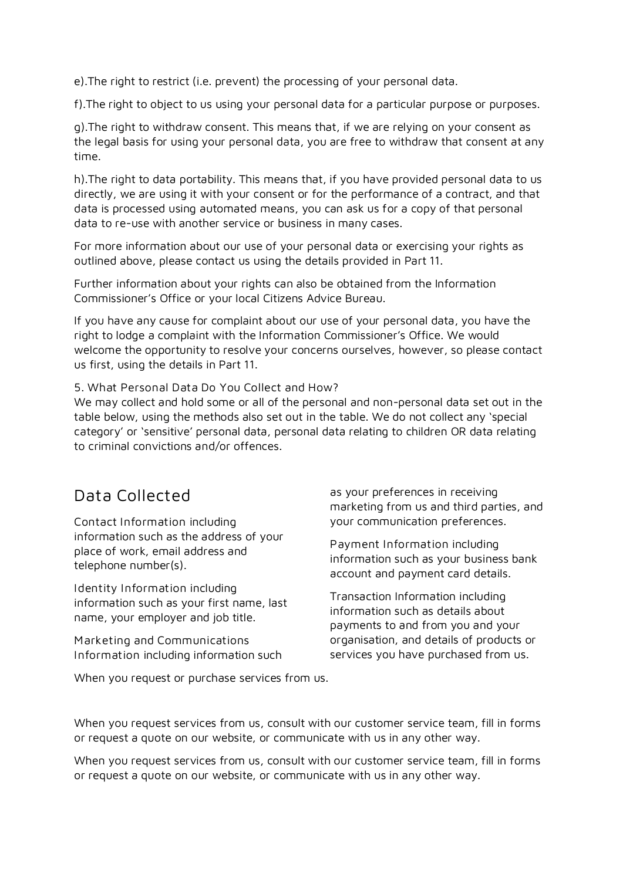e).The right to restrict (i.e. prevent) the processing of your personal data.

f).The right to object to us using your personal data for a particular purpose or purposes.

g).The right to withdraw consent. This means that, if we are relying on your consent as the legal basis for using your personal data, you are free to withdraw that consent at any time.

h).The right to data portability. This means that, if you have provided personal data to us directly, we are using it with your consent or for the performance of a contract, and that data is processed using automated means, you can ask us for a copy of that personal data to re-use with another service or business in many cases.

For more information about our use of your personal data or exercising your rights as outlined above, please contact us using the details provided in Part 11.

Further information about your rights can also be obtained from the Information Commissioner's Office or your local Citizens Advice Bureau.

If you have any cause for complaint about our use of your personal data, you have the right to lodge a complaint with the Information Commissioner's Office. We would welcome the opportunity to resolve your concerns ourselves, however, so please contact us first, using the details in Part 11.

5. What Personal Data Do You Collect and How?
We may collect and hold some or all of the personal and non-personal data set out in the table below, using the methods also set out in the table. We do not collect any 'special category' or 'sensitive' personal data, personal data relating to children OR data relating to criminal convictions and/or offences.

## Data Collected

Contact Information including information such as the address of your place of work, email address and telephone number(s).

Identity Information including information such as your first name, last name, your employer and job title.

Marketing and Communications Information including information such as your preferences in receiving marketing from us and third parties, and your communication preferences.

Payment Information including information such as your business bank account and payment card details.

Transaction Information including information such as details about payments to and from you and your organisation, and details of products or services you have purchased from us.

When you request or purchase services from us.

When you request services from us, consult with our customer service team, fill in forms or request a quote on our website, or communicate with us in any other way.

When you request services from us, consult with our customer service team, fill in forms or request a quote on our website, or communicate with us in any other way.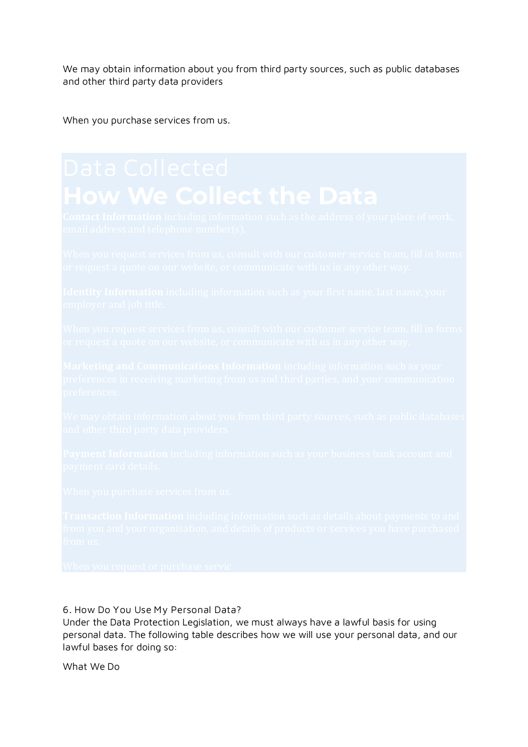We may obtain information about you from third party sources, such as public databases and other third party data providers

When you purchase services from us.

| Data Collected | How We Collect the Data |
| --- | --- |
| **Contact Information** including information such as the address of your place of work, email address and telephone number(s). | When you request services from us, consult with our customer service team, fill in forms or request a quote on our website, or communicate with us in any other way. |
| **Identity Information** including information such as your first name, last name, your employer and job title. | When you request services from us, consult with our customer service team, fill in forms or request a quote on our website, or communicate with us in any other way. |
| **Marketing and Communications Information** including information such as your preferences in receiving marketing from us and third parties, and your communication preferences. | We may obtain information about you from third party sources, such as public databases and other third party data providers |
| **Payment Information** including information such as your business bank account and payment card details. | When you purchase services from us. |
| **Transaction Information** including information such as details about payments to and from you and your organisation, and details of products or services you have purchased from us. | When you request or purchase servic |

6. How Do You Use My Personal Data?

Under the Data Protection Legislation, we must always have a lawful basis for using personal data. The following table describes how we will use your personal data, and our lawful bases for doing so:

What We Do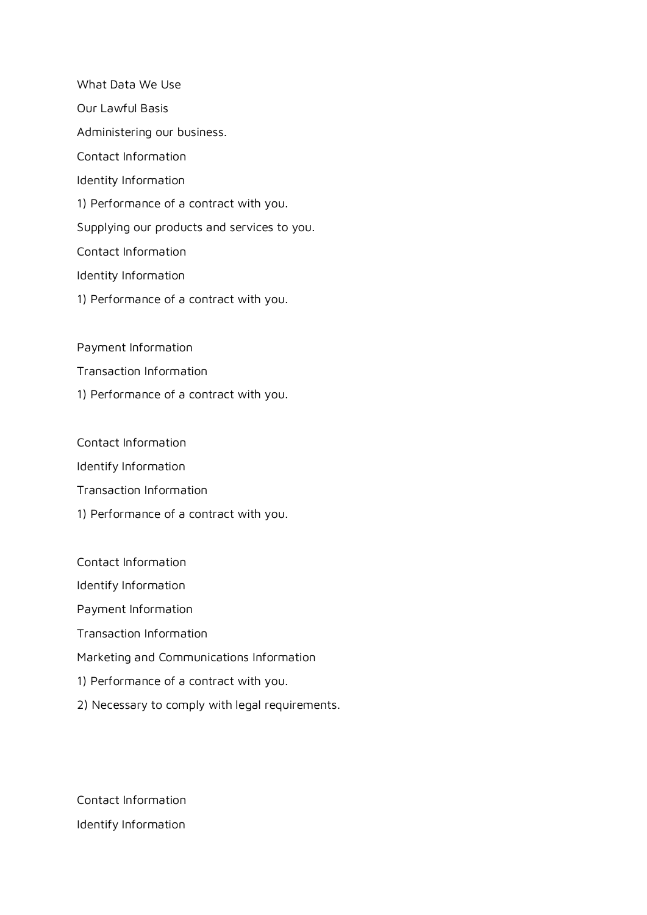What Data We Use

Our Lawful Basis

Administering our business.

Contact Information

Identity Information

1) Performance of a contract with you.

Supplying our products and services to you.

Contact Information

Identity Information

1) Performance of a contract with you.

Payment Information

Transaction Information

1) Performance of a contract with you.

Contact Information

Identify Information

Transaction Information

1) Performance of a contract with you.

Contact Information

Identify Information

Payment Information

Transaction Information

Marketing and Communications Information

1) Performance of a contract with you.

2) Necessary to comply with legal requirements.

Contact Information

Identify Information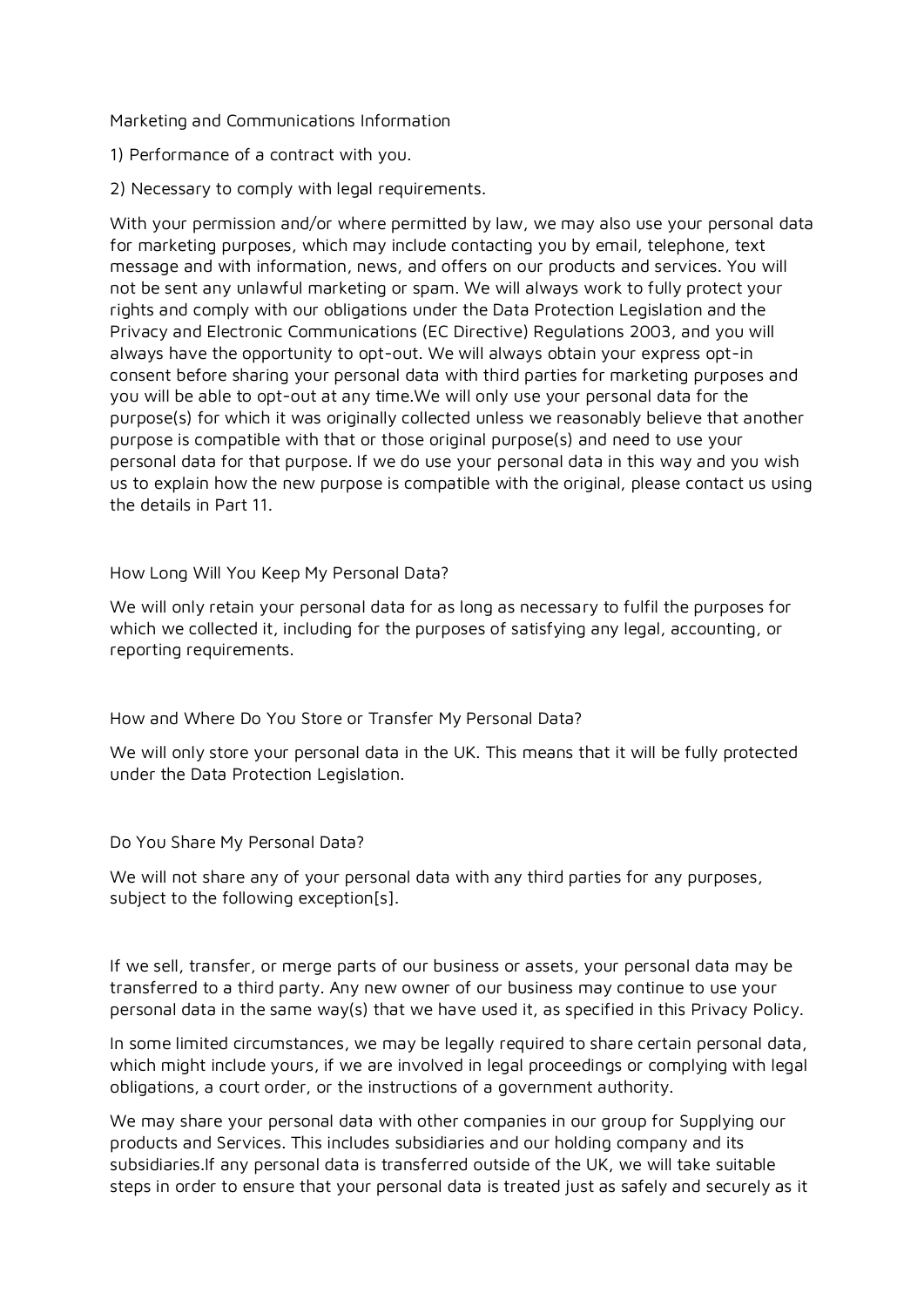Marketing and Communications Information

1) Performance of a contract with you.

2) Necessary to comply with legal requirements.

With your permission and/or where permitted by law, we may also use your personal data for marketing purposes, which may include contacting you by email, telephone, text message and with information, news, and offers on our products and services. You will not be sent any unlawful marketing or spam. We will always work to fully protect your rights and comply with our obligations under the Data Protection Legislation and the Privacy and Electronic Communications (EC Directive) Regulations 2003, and you will always have the opportunity to opt-out. We will always obtain your express opt-in consent before sharing your personal data with third parties for marketing purposes and you will be able to opt-out at any time.We will only use your personal data for the purpose(s) for which it was originally collected unless we reasonably believe that another purpose is compatible with that or those original purpose(s) and need to use your personal data for that purpose. If we do use your personal data in this way and you wish us to explain how the new purpose is compatible with the original, please contact us using the details in Part 11.

## How Long Will You Keep My Personal Data?

We will only retain your personal data for as long as necessary to fulfil the purposes for which we collected it, including for the purposes of satisfying any legal, accounting, or reporting requirements.

## How and Where Do You Store or Transfer My Personal Data?

We will only store your personal data in the UK. This means that it will be fully protected under the Data Protection Legislation.

## Do You Share My Personal Data?

We will not share any of your personal data with any third parties for any purposes, subject to the following exception[s].

If we sell, transfer, or merge parts of our business or assets, your personal data may be transferred to a third party. Any new owner of our business may continue to use your personal data in the same way(s) that we have used it, as specified in this Privacy Policy.

In some limited circumstances, we may be legally required to share certain personal data, which might include yours, if we are involved in legal proceedings or complying with legal obligations, a court order, or the instructions of a government authority.

We may share your personal data with other companies in our group for Supplying our products and Services. This includes subsidiaries and our holding company and its subsidiaries.If any personal data is transferred outside of the UK, we will take suitable steps in order to ensure that your personal data is treated just as safely and securely as it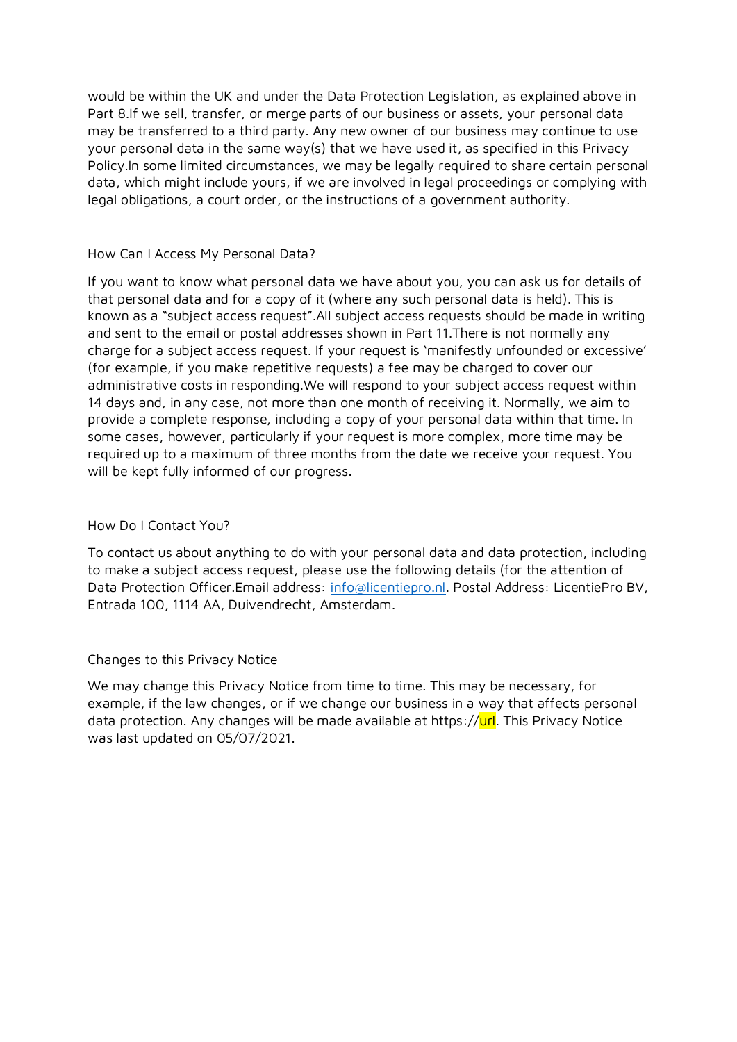would be within the UK and under the Data Protection Legislation, as explained above in Part 8.If we sell, transfer, or merge parts of our business or assets, your personal data may be transferred to a third party. Any new owner of our business may continue to use your personal data in the same way(s) that we have used it, as specified in this Privacy Policy.In some limited circumstances, we may be legally required to share certain personal data, which might include yours, if we are involved in legal proceedings or complying with legal obligations, a court order, or the instructions of a government authority.

## How Can I Access My Personal Data?

If you want to know what personal data we have about you, you can ask us for details of that personal data and for a copy of it (where any such personal data is held). This is known as a "subject access request".All subject access requests should be made in writing and sent to the email or postal addresses shown in Part 11.There is not normally any charge for a subject access request. If your request is 'manifestly unfounded or excessive' (for example, if you make repetitive requests) a fee may be charged to cover our administrative costs in responding.We will respond to your subject access request within 14 days and, in any case, not more than one month of receiving it. Normally, we aim to provide a complete response, including a copy of your personal data within that time. In some cases, however, particularly if your request is more complex, more time may be required up to a maximum of three months from the date we receive your request. You will be kept fully informed of our progress.

## How Do I Contact You?

To contact us about anything to do with your personal data and data protection, including to make a subject access request, please use the following details (for the attention of Data Protection Officer.Email address: info@licentiepro.nl. Postal Address: LicentiePro BV, Entrada 100, 1114 AA, Duivendrecht, Amsterdam.

## Changes to this Privacy Notice

We may change this Privacy Notice from time to time. This may be necessary, for example, if the law changes, or if we change our business in a way that affects personal data protection. Any changes will be made available at https://url. This Privacy Notice was last updated on 05/07/2021.